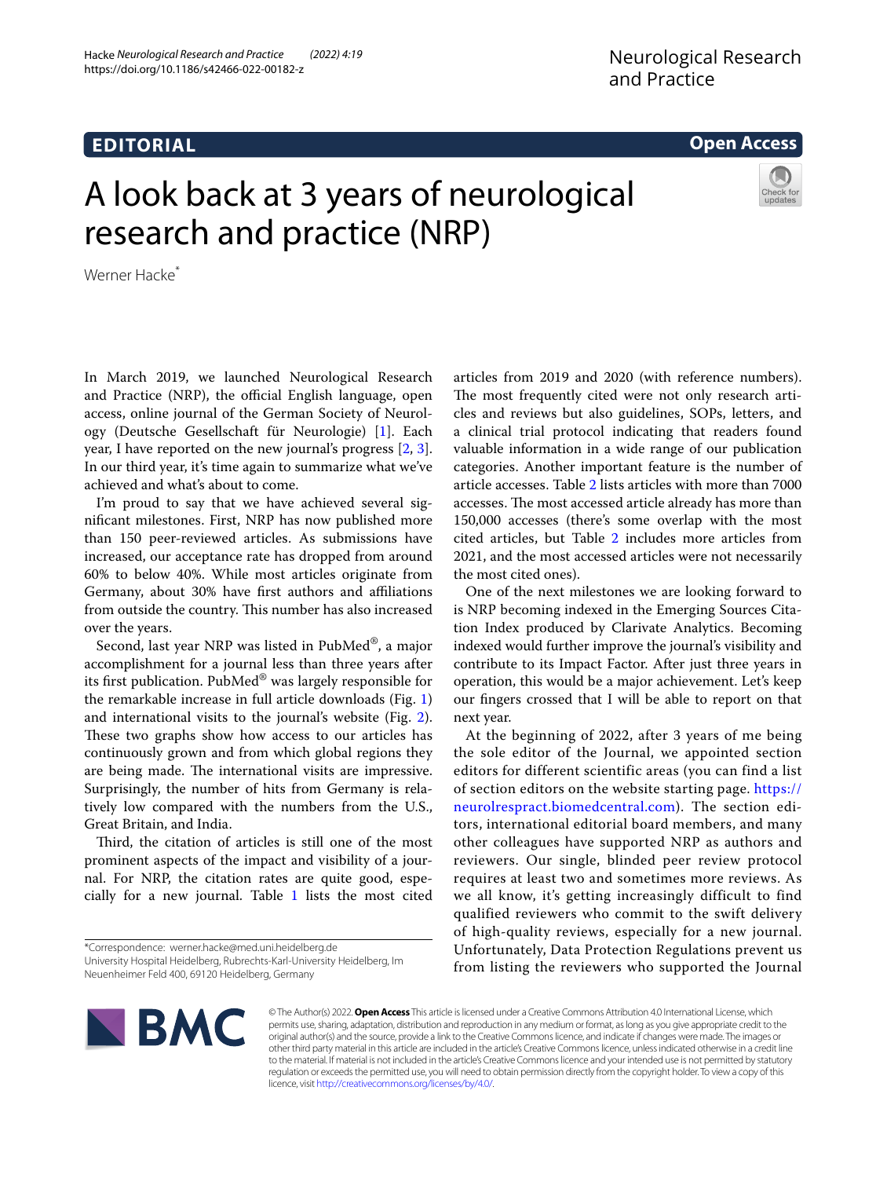EDITORIAL

Open Access

# A look back at 3 years of neurological research and practice (NRP)

Werner Hacke*

In March 2019, we launched Neurological Research and Practice (NRP), the official English language, open access, online journal of the German Society of Neurology (Deutsche Gesellschaft für Neurologie) [1]. Each year, I have reported on the new journal's progress [2, 3]. In our third year, it's time again to summarize what we've achieved and what's about to come.

I'm proud to say that we have achieved several significant milestones. First, NRP has now published more than 150 peer-reviewed articles. As submissions have increased, our acceptance rate has dropped from around 60% to below 40%. While most articles originate from Germany, about 30% have first authors and affiliations from outside the country. This number has also increased over the years.

Second, last year NRP was listed in PubMed®, a major accomplishment for a journal less than three years after its first publication. PubMed® was largely responsible for the remarkable increase in full article downloads (Fig. 1) and international visits to the journal's website (Fig. 2). These two graphs show how access to our articles has continuously grown and from which global regions they are being made. The international visits are impressive. Surprisingly, the number of hits from Germany is relatively low compared with the numbers from the U.S., Great Britain, and India.

Third, the citation of articles is still one of the most prominent aspects of the impact and visibility of a journal. For NRP, the citation rates are quite good, especially for a new journal. Table 1 lists the most cited articles from 2019 and 2020 (with reference numbers). The most frequently cited were not only research articles and reviews but also guidelines, SOPs, letters, and a clinical trial protocol indicating that readers found valuable information in a wide range of our publication categories. Another important feature is the number of article accesses. Table 2 lists articles with more than 7000 accesses. The most accessed article already has more than 150,000 accesses (there's some overlap with the most cited articles, but Table 2 includes more articles from 2021, and the most accessed articles were not necessarily the most cited ones).

One of the next milestones we are looking forward to is NRP becoming indexed in the Emerging Sources Citation Index produced by Clarivate Analytics. Becoming indexed would further improve the journal's visibility and contribute to its Impact Factor. After just three years in operation, this would be a major achievement. Let's keep our fingers crossed that I will be able to report on that next year.

At the beginning of 2022, after 3 years of me being the sole editor of the Journal, we appointed section editors for different scientific areas (you can find a list of section editors on the website starting page. https://neurolrespract.biomedcentral.com). The section editors, international editorial board members, and many other colleagues have supported NRP as authors and reviewers. Our single, blinded peer review protocol requires at least two and sometimes more reviews. As we all know, it's getting increasingly difficult to find qualified reviewers who commit to the swift delivery of high-quality reviews, especially for a new journal. Unfortunately, Data Protection Regulations prevent us from listing the reviewers who supported the Journal

*Correspondence: werner.hacke@med.uni.heidelberg.de
University Hospital Heidelberg, Rubrechts-Karl-University Heidelberg, Im Neuenheimer Feld 400, 69120 Heidelberg, Germany

© The Author(s) 2022. **Open Access** This article is licensed under a Creative Commons Attribution 4.0 International License, which permits use, sharing, adaptation, distribution and reproduction in any medium or format, as long as you give appropriate credit to the original author(s) and the source, provide a link to the Creative Commons licence, and indicate if changes were made. The images or other third party material in this article are included in the article's Creative Commons licence, unless indicated otherwise in a credit line to the material. If material is not included in the article's Creative Commons licence and your intended use is not permitted by statutory regulation or exceeds the permitted use, you will need to obtain permission directly from the copyright holder. To view a copy of this licence, visit http://creativecommons.org/licenses/by/4.0/.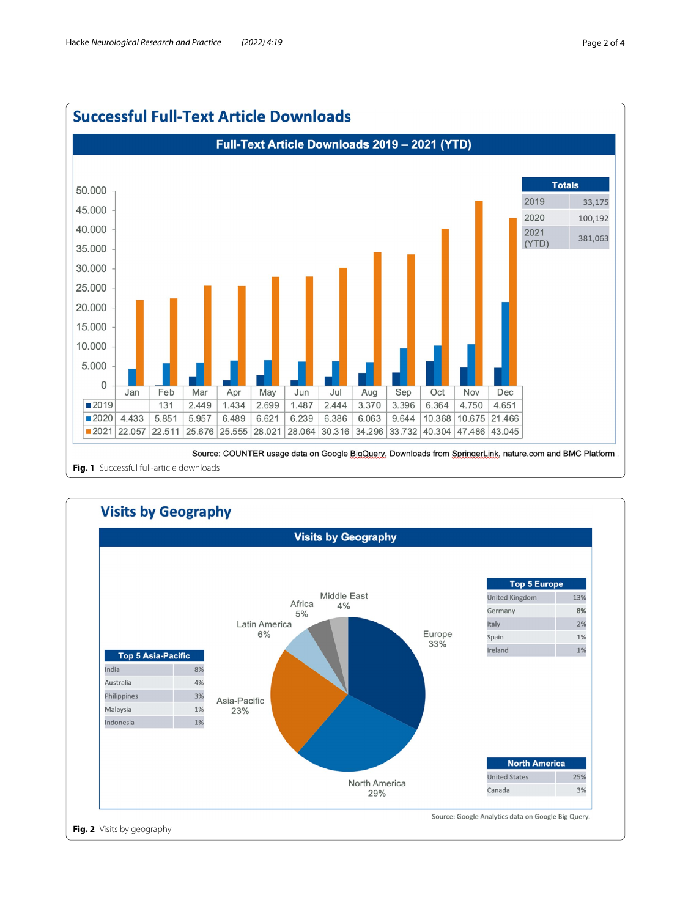## Successful Full-Text Article Downloads

**Full-Text Article Downloads 2019 – 2021 (YTD)**

| | Jan | Feb | Mar | Apr | May | Jun | Jul | Aug | Sep | Oct | Nov | Dec |
|---|---|---|---|---|---|---|---|---|---|---|---|---|
| 2019 | | 131 | 2.449 | 1.434 | 2.699 | 1.487 | 2.444 | 3.370 | 3.396 | 6.364 | 4.750 | 4.651 |
| 2020 | 4.433 | 5.851 | 5.957 | 6.489 | 6.621 | 6.239 | 6.386 | 6.063 | 9.644 | 10.368 | 10.675 | 21.466 |
| 2021 | 22.057 | 22.511 | 25.676 | 25.555 | 28.021 | 28.064 | 30.316 | 34.296 | 33.732 | 40.304 | 47.486 | 43.045 |

| Totals | |
|---|---|
| 2019 | 33,175 |
| 2020 | 100,192 |
| 2021 (YTD) | 381,063 |

Source: COUNTER usage data on Google BigQuery. Downloads from SpringerLink, nature.com and BMC Platform .

**Fig. 1** Successful full-article downloads

## Visits by Geography

**Visits by Geography**

Europe 33%; North America 29%; Asia-Pacific 23%; Latin America 6%; Africa 5%; Middle East 4%

| Top 5 Europe | |
|---|---|
| United Kingdom | 13% |
| Germany | 8% |
| Italy | 2% |
| Spain | 1% |
| Ireland | 1% |

| Top 5 Asia-Pacific | |
|---|---|
| India | 8% |
| Australia | 4% |
| Philippines | 3% |
| Malaysia | 1% |
| Indonesia | 1% |

| North America | |
|---|---|
| United States | 25% |
| Canada | 3% |

Source: Google Analytics data on Google Big Query.

**Fig. 2** Visits by geography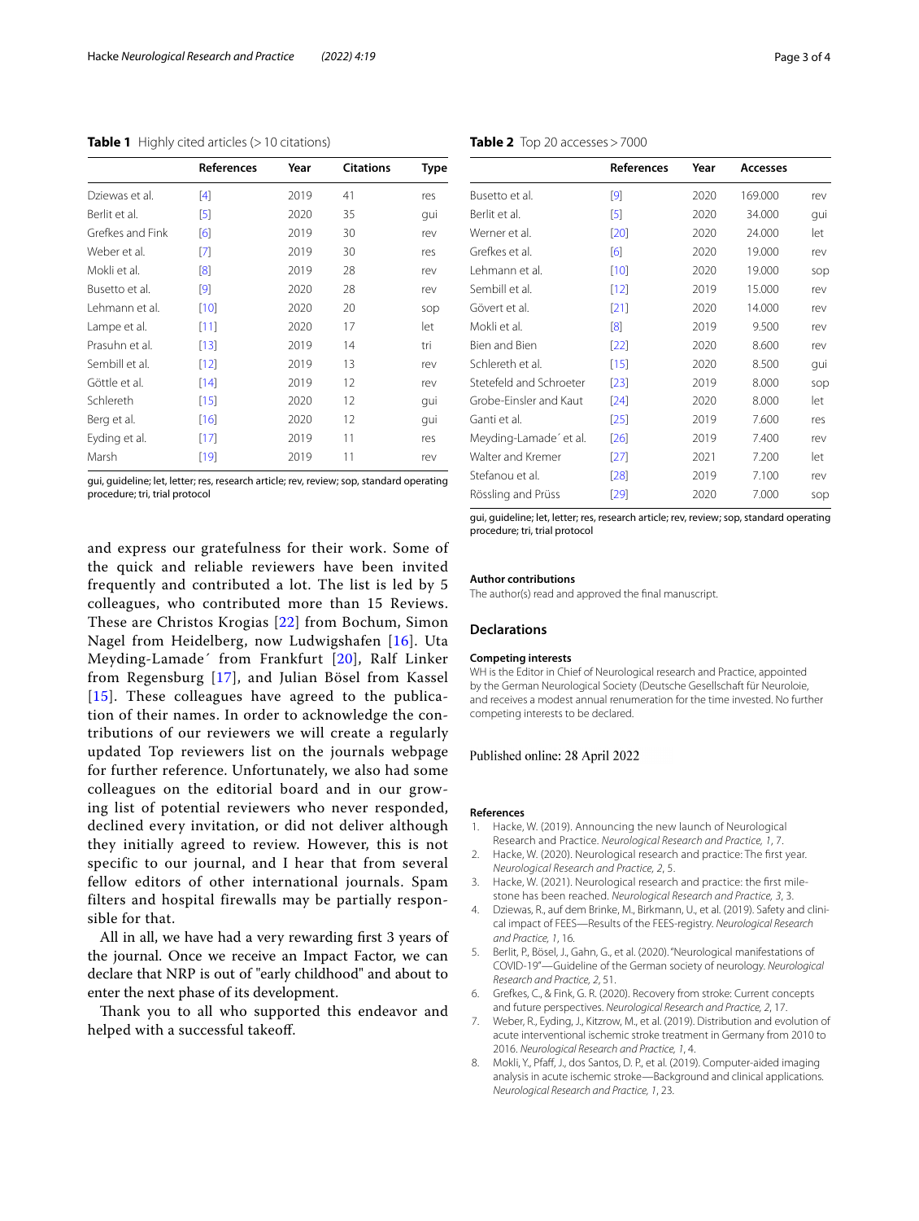**Table 1** Highly cited articles (> 10 citations)

| | References | Year | Citations | Type |
|---|---|---|---|---|
| Dziewas et al. | [4] | 2019 | 41 | res |
| Berlit et al. | [5] | 2020 | 35 | gui |
| Grefkes and Fink | [6] | 2019 | 30 | rev |
| Weber et al. | [7] | 2019 | 30 | res |
| Mokli et al. | [8] | 2019 | 28 | rev |
| Busetto et al. | [9] | 2020 | 28 | rev |
| Lehmann et al. | [10] | 2020 | 20 | sop |
| Lampe et al. | [11] | 2020 | 17 | let |
| Prasuhn et al. | [13] | 2019 | 14 | tri |
| Sembill et al. | [12] | 2019 | 13 | rev |
| Göttle et al. | [14] | 2019 | 12 | rev |
| Schlereth | [15] | 2020 | 12 | gui |
| Berg et al. | [16] | 2020 | 12 | gui |
| Eyding et al. | [17] | 2019 | 11 | res |
| Marsh | [19] | 2019 | 11 | rev |

gui, guideline; let, letter; res, research article; rev, review; sop, standard operating procedure; tri, trial protocol

**Table 2** Top 20 accesses > 7000

| | References | Year | Accesses | |
|---|---|---|---|---|
| Busetto et al. | [9] | 2020 | 169.000 | rev |
| Berlit et al. | [5] | 2020 | 34.000 | gui |
| Werner et al. | [20] | 2020 | 24.000 | let |
| Grefkes et al. | [6] | 2020 | 19.000 | rev |
| Lehmann et al. | [10] | 2020 | 19.000 | sop |
| Sembill et al. | [12] | 2019 | 15.000 | rev |
| Gövert et al. | [21] | 2020 | 14.000 | rev |
| Mokli et al. | [8] | 2019 | 9.500 | rev |
| Bien and Bien | [22] | 2020 | 8.600 | rev |
| Schlereth et al. | [15] | 2020 | 8.500 | gui |
| Stetefeld and Schroeter | [23] | 2019 | 8.000 | sop |
| Grobe-Einsler and Kaut | [24] | 2020 | 8.000 | let |
| Ganti et al. | [25] | 2019 | 7.600 | res |
| Meyding-Lamade´ et al. | [26] | 2019 | 7.400 | rev |
| Walter and Kremer | [27] | 2021 | 7.200 | let |
| Stefanou et al. | [28] | 2019 | 7.100 | rev |
| Rössling and Prüss | [29] | 2020 | 7.000 | sop |

gui, guideline; let, letter; res, research article; rev, review; sop, standard operating procedure; tri, trial protocol

and express our gratefulness for their work. Some of the quick and reliable reviewers have been invited frequently and contributed a lot. The list is led by 5 colleagues, who contributed more than 15 Reviews. These are Christos Krogias [22] from Bochum, Simon Nagel from Heidelberg, now Ludwigshafen [16]. Uta Meyding-Lamade´ from Frankfurt [20], Ralf Linker from Regensburg [17], and Julian Bösel from Kassel [15]. These colleagues have agreed to the publication of their names. In order to acknowledge the contributions of our reviewers we will create a regularly updated Top reviewers list on the journals webpage for further reference. Unfortunately, we also had some colleagues on the editorial board and in our growing list of potential reviewers who never responded, declined every invitation, or did not deliver although they initially agreed to review. However, this is not specific to our journal, and I hear that from several fellow editors of other international journals. Spam filters and hospital firewalls may be partially responsible for that.

All in all, we have had a very rewarding first 3 years of the journal. Once we receive an Impact Factor, we can declare that NRP is out of "early childhood" and about to enter the next phase of its development.

Thank you to all who supported this endeavor and helped with a successful takeoff.

### Author contributions

The author(s) read and approved the final manuscript.

## Declarations

### Competing interests

WH is the Editor in Chief of Neurological research and Practice, appointed by the German Neurological Society (Deutsche Gesellschaft für Neuroloie, and receives a modest annual renumeration for the time invested. No further competing interests to be declared.

Published online: 28 April 2022

### References

1. Hacke, W. (2019). Announcing the new launch of Neurological Research and Practice. *Neurological Research and Practice, 1*, 7.
2. Hacke, W. (2020). Neurological research and practice: The first year. *Neurological Research and Practice, 2*, 5.
3. Hacke, W. (2021). Neurological research and practice: the first milestone has been reached. *Neurological Research and Practice, 3*, 3.
4. Dziewas, R., auf dem Brinke, M., Birkmann, U., et al. (2019). Safety and clinical impact of FEES—Results of the FEES-registry. *Neurological Research and Practice, 1*, 16.
5. Berlit, P., Bösel, J., Gahn, G., et al. (2020). "Neurological manifestations of COVID-19"—Guideline of the German society of neurology. *Neurological Research and Practice, 2*, 51.
6. Grefkes, C., & Fink, G. R. (2020). Recovery from stroke: Current concepts and future perspectives. *Neurological Research and Practice, 2*, 17.
7. Weber, R., Eyding, J., Kitzrow, M., et al. (2019). Distribution and evolution of acute interventional ischemic stroke treatment in Germany from 2010 to 2016. *Neurological Research and Practice, 1*, 4.
8. Mokli, Y., Pfaff, J., dos Santos, D. P., et al. (2019). Computer-aided imaging analysis in acute ischemic stroke—Background and clinical applications. *Neurological Research and Practice, 1*, 23.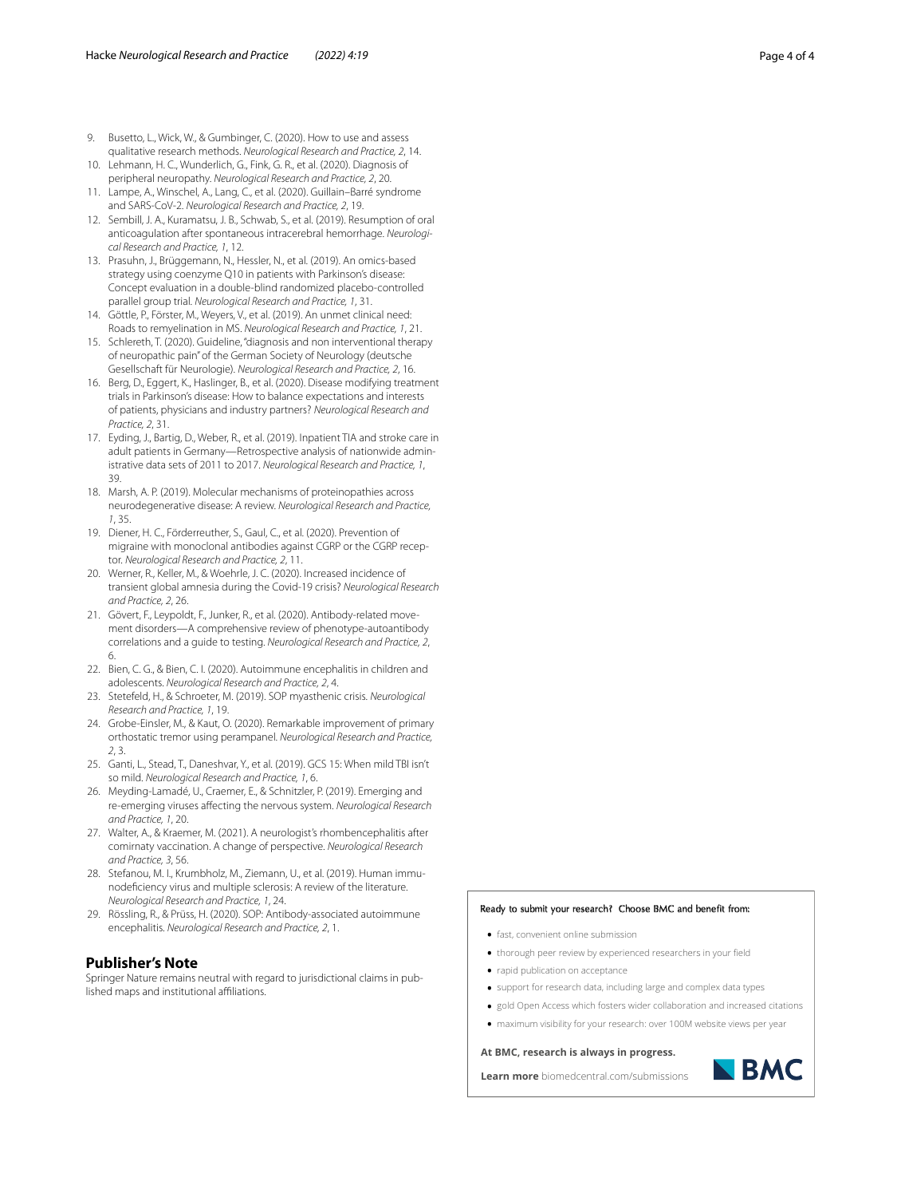9. Busetto, L., Wick, W., & Gumbinger, C. (2020). How to use and assess qualitative research methods. *Neurological Research and Practice, 2*, 14.
10. Lehmann, H. C., Wunderlich, G., Fink, G. R., et al. (2020). Diagnosis of peripheral neuropathy. *Neurological Research and Practice, 2*, 20.
11. Lampe, A., Winschel, A., Lang, C., et al. (2020). Guillain–Barré syndrome and SARS-CoV-2. *Neurological Research and Practice, 2*, 19.
12. Sembill, J. A., Kuramatsu, J. B., Schwab, S., et al. (2019). Resumption of oral anticoagulation after spontaneous intracerebral hemorrhage. *Neurological Research and Practice, 1*, 12.
13. Prasuhn, J., Brüggemann, N., Hessler, N., et al. (2019). An omics-based strategy using coenzyme Q10 in patients with Parkinson's disease: Concept evaluation in a double-blind randomized placebo-controlled parallel group trial. *Neurological Research and Practice, 1*, 31.
14. Göttle, P., Förster, M., Weyers, V., et al. (2019). An unmet clinical need: Roads to remyelination in MS. *Neurological Research and Practice, 1*, 21.
15. Schlereth, T. (2020). Guideline, "diagnosis and non interventional therapy of neuropathic pain" of the German Society of Neurology (deutsche Gesellschaft für Neurologie). *Neurological Research and Practice, 2*, 16.
16. Berg, D., Eggert, K., Haslinger, B., et al. (2020). Disease modifying treatment trials in Parkinson's disease: How to balance expectations and interests of patients, physicians and industry partners? *Neurological Research and Practice, 2*, 31.
17. Eyding, J., Bartig, D., Weber, R., et al. (2019). Inpatient TIA and stroke care in adult patients in Germany—Retrospective analysis of nationwide administrative data sets of 2011 to 2017. *Neurological Research and Practice, 1*, 39.
18. Marsh, A. P. (2019). Molecular mechanisms of proteinopathies across neurodegenerative disease: A review. *Neurological Research and Practice, 1*, 35.
19. Diener, H. C., Förderreuther, S., Gaul, C., et al. (2020). Prevention of migraine with monoclonal antibodies against CGRP or the CGRP receptor. *Neurological Research and Practice, 2*, 11.
20. Werner, R., Keller, M., & Woehrle, J. C. (2020). Increased incidence of transient global amnesia during the Covid-19 crisis? *Neurological Research and Practice, 2*, 26.
21. Gövert, F., Leypoldt, F., Junker, R., et al. (2020). Antibody-related movement disorders—A comprehensive review of phenotype-autoantibody correlations and a guide to testing. *Neurological Research and Practice, 2*, 6.
22. Bien, C. G., & Bien, C. I. (2020). Autoimmune encephalitis in children and adolescents. *Neurological Research and Practice, 2*, 4.
23. Stetefeld, H., & Schroeter, M. (2019). SOP myasthenic crisis. *Neurological Research and Practice, 1*, 19.
24. Grobe-Einsler, M., & Kaut, O. (2020). Remarkable improvement of primary orthostatic tremor using perampanel. *Neurological Research and Practice, 2*, 3.
25. Ganti, L., Stead, T., Daneshvar, Y., et al. (2019). GCS 15: When mild TBI isn't so mild. *Neurological Research and Practice, 1*, 6.
26. Meyding-Lamadé, U., Craemer, E., & Schnitzler, P. (2019). Emerging and re-emerging viruses affecting the nervous system. *Neurological Research and Practice, 1*, 20.
27. Walter, A., & Kraemer, M. (2021). A neurologist's rhombencephalitis after comirnaty vaccination. A change of perspective. *Neurological Research and Practice, 3*, 56.
28. Stefanou, M. I., Krumbholz, M., Ziemann, U., et al. (2019). Human immunodeficiency virus and multiple sclerosis: A review of the literature. *Neurological Research and Practice, 1*, 24.
29. Rössling, R., & Prüss, H. (2020). SOP: Antibody-associated autoimmune encephalitis. *Neurological Research and Practice, 2*, 1.

## Publisher's Note

Springer Nature remains neutral with regard to jurisdictional claims in published maps and institutional affiliations.

Ready to submit your research? Choose BMC and benefit from:

- fast, convenient online submission
- thorough peer review by experienced researchers in your field
- rapid publication on acceptance
- support for research data, including large and complex data types
- gold Open Access which fosters wider collaboration and increased citations
- maximum visibility for your research: over 100M website views per year

**At BMC, research is always in progress.**

**Learn more** biomedcentral.com/submissions

BMC